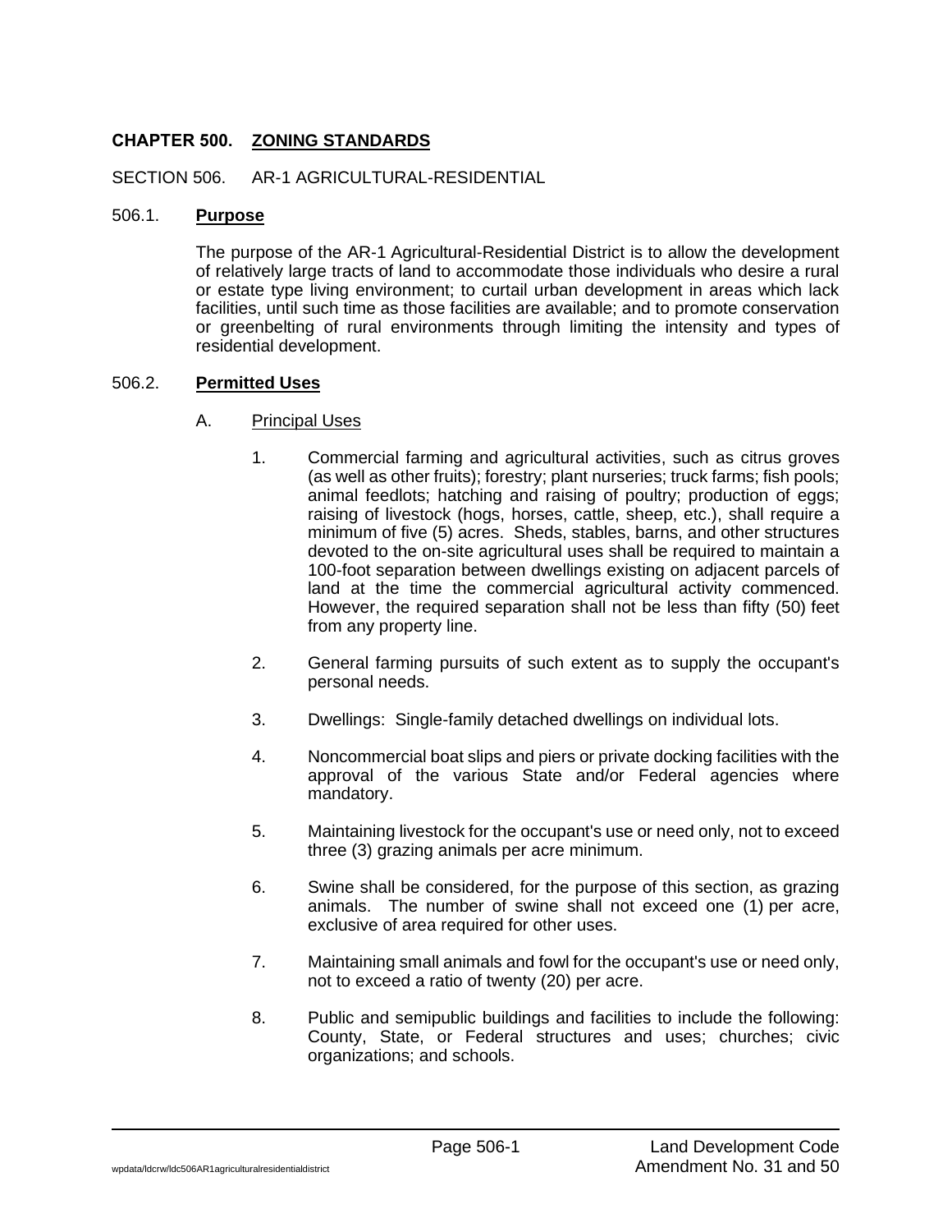# CHAPTER 500. ZONING STANDARDS

## SECTION 506. AR-1 AGRICULTURAL-RESIDENTIAL

### 506.1. **Purpose**

The purpose of the AR-1 Agricultural-Residential District is to allow the development of relatively large tracts of land to accommodate those individuals who desire a rural or estate type living environment; to curtail urban development in areas which lack facilities, until such time as those facilities are available; and to promote conservation or greenbelting of rural environments through limiting the intensity and types of residential development.

### 506.2. **Permitted Uses**

A. Principal Uses

1. Commercial farming and agricultural activities, such as citrus groves (as well as other fruits); forestry; plant nurseries; truck farms; fish pools; animal feedlots; hatching and raising of poultry; production of eggs; raising of livestock (hogs, horses, cattle, sheep, etc.), shall require a minimum of five (5) acres. Sheds, stables, barns, and other structures devoted to the on-site agricultural uses shall be required to maintain a 100-foot separation between dwellings existing on adjacent parcels of land at the time the commercial agricultural activity commenced. However, the required separation shall not be less than fifty (50) feet from any property line.

2. General farming pursuits of such extent as to supply the occupant's personal needs.

3. Dwellings: Single-family detached dwellings on individual lots.

4. Noncommercial boat slips and piers or private docking facilities with the approval of the various State and/or Federal agencies where mandatory.

5. Maintaining livestock for the occupant's use or need only, not to exceed three (3) grazing animals per acre minimum.

6. Swine shall be considered, for the purpose of this section, as grazing animals. The number of swine shall not exceed one (1) per acre, exclusive of area required for other uses.

7. Maintaining small animals and fowl for the occupant's use or need only, not to exceed a ratio of twenty (20) per acre.

8. Public and semipublic buildings and facilities to include the following: County, State, or Federal structures and uses; churches; civic organizations; and schools.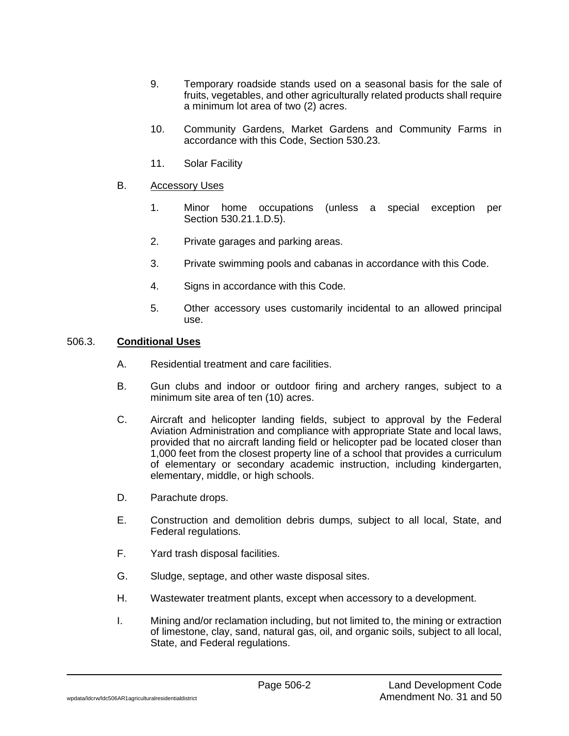9. Temporary roadside stands used on a seasonal basis for the sale of fruits, vegetables, and other agriculturally related products shall require a minimum lot area of two (2) acres.

10. Community Gardens, Market Gardens and Community Farms in accordance with this Code, Section 530.23.

11. Solar Facility

B. <u>Accessory Uses</u>

1. Minor home occupations (unless a special exception per Section 530.21.1.D.5).

2. Private garages and parking areas.

3. Private swimming pools and cabanas in accordance with this Code.

4. Signs in accordance with this Code.

5. Other accessory uses customarily incidental to an allowed principal use.

### 506.3. <u>**Conditional Uses**</u>

A. Residential treatment and care facilities.

B. Gun clubs and indoor or outdoor firing and archery ranges, subject to a minimum site area of ten (10) acres.

C. Aircraft and helicopter landing fields, subject to approval by the Federal Aviation Administration and compliance with appropriate State and local laws, provided that no aircraft landing field or helicopter pad be located closer than 1,000 feet from the closest property line of a school that provides a curriculum of elementary or secondary academic instruction, including kindergarten, elementary, middle, or high schools.

D. Parachute drops.

E. Construction and demolition debris dumps, subject to all local, State, and Federal regulations.

F. Yard trash disposal facilities.

G. Sludge, septage, and other waste disposal sites.

H. Wastewater treatment plants, except when accessory to a development.

I. Mining and/or reclamation including, but not limited to, the mining or extraction of limestone, clay, sand, natural gas, oil, and organic soils, subject to all local, State, and Federal regulations.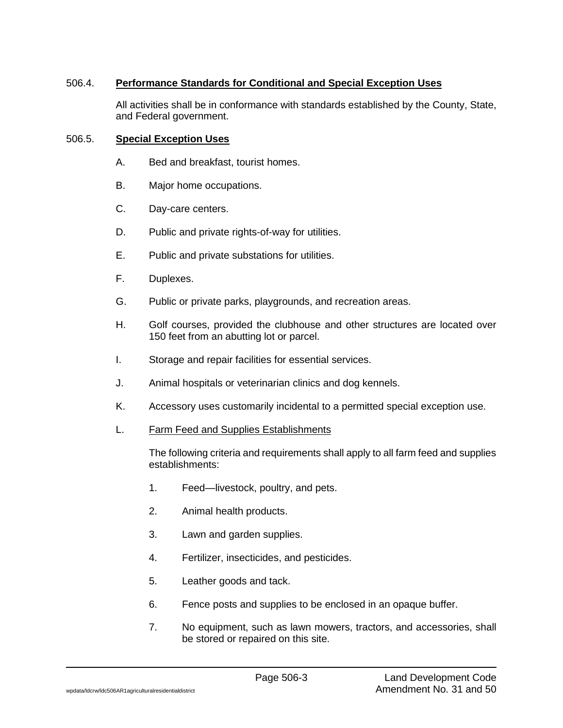506.4. **Performance Standards for Conditional and Special Exception Uses**

All activities shall be in conformance with standards established by the County, State, and Federal government.

506.5. **Special Exception Uses**

A. Bed and breakfast, tourist homes.

B. Major home occupations.

C. Day-care centers.

D. Public and private rights-of-way for utilities.

E. Public and private substations for utilities.

F. Duplexes.

G. Public or private parks, playgrounds, and recreation areas.

H. Golf courses, provided the clubhouse and other structures are located over 150 feet from an abutting lot or parcel.

I. Storage and repair facilities for essential services.

J. Animal hospitals or veterinarian clinics and dog kennels.

K. Accessory uses customarily incidental to a permitted special exception use.

L. Farm Feed and Supplies Establishments

The following criteria and requirements shall apply to all farm feed and supplies establishments:

1. Feed—livestock, poultry, and pets.

2. Animal health products.

3. Lawn and garden supplies.

4. Fertilizer, insecticides, and pesticides.

5. Leather goods and tack.

6. Fence posts and supplies to be enclosed in an opaque buffer.

7. No equipment, such as lawn mowers, tractors, and accessories, shall be stored or repaired on this site.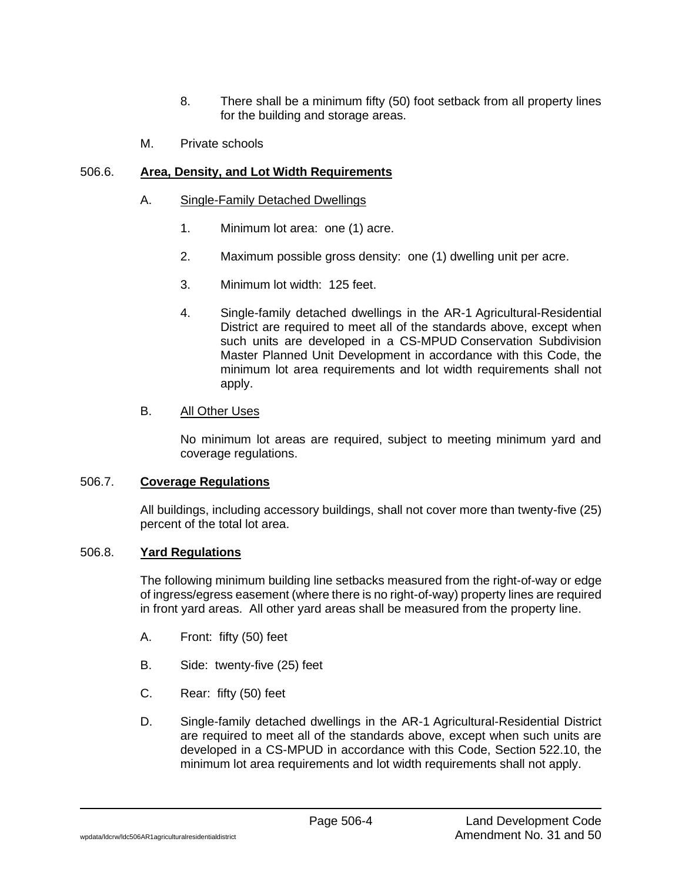8. There shall be a minimum fifty (50) foot setback from all property lines for the building and storage areas.

M. Private schools

506.6. **Area, Density, and Lot Width Requirements**

A. Single-Family Detached Dwellings

1. Minimum lot area: one (1) acre.

2. Maximum possible gross density: one (1) dwelling unit per acre.

3. Minimum lot width: 125 feet.

4. Single-family detached dwellings in the AR-1 Agricultural-Residential District are required to meet all of the standards above, except when such units are developed in a CS-MPUD Conservation Subdivision Master Planned Unit Development in accordance with this Code, the minimum lot area requirements and lot width requirements shall not apply.

B. All Other Uses

No minimum lot areas are required, subject to meeting minimum yard and coverage regulations.

506.7. **Coverage Regulations**

All buildings, including accessory buildings, shall not cover more than twenty-five (25) percent of the total lot area.

506.8. **Yard Regulations**

The following minimum building line setbacks measured from the right-of-way or edge of ingress/egress easement (where there is no right-of-way) property lines are required in front yard areas. All other yard areas shall be measured from the property line.

A. Front: fifty (50) feet

B. Side: twenty-five (25) feet

C. Rear: fifty (50) feet

D. Single-family detached dwellings in the AR-1 Agricultural-Residential District are required to meet all of the standards above, except when such units are developed in a CS-MPUD in accordance with this Code, Section 522.10, the minimum lot area requirements and lot width requirements shall not apply.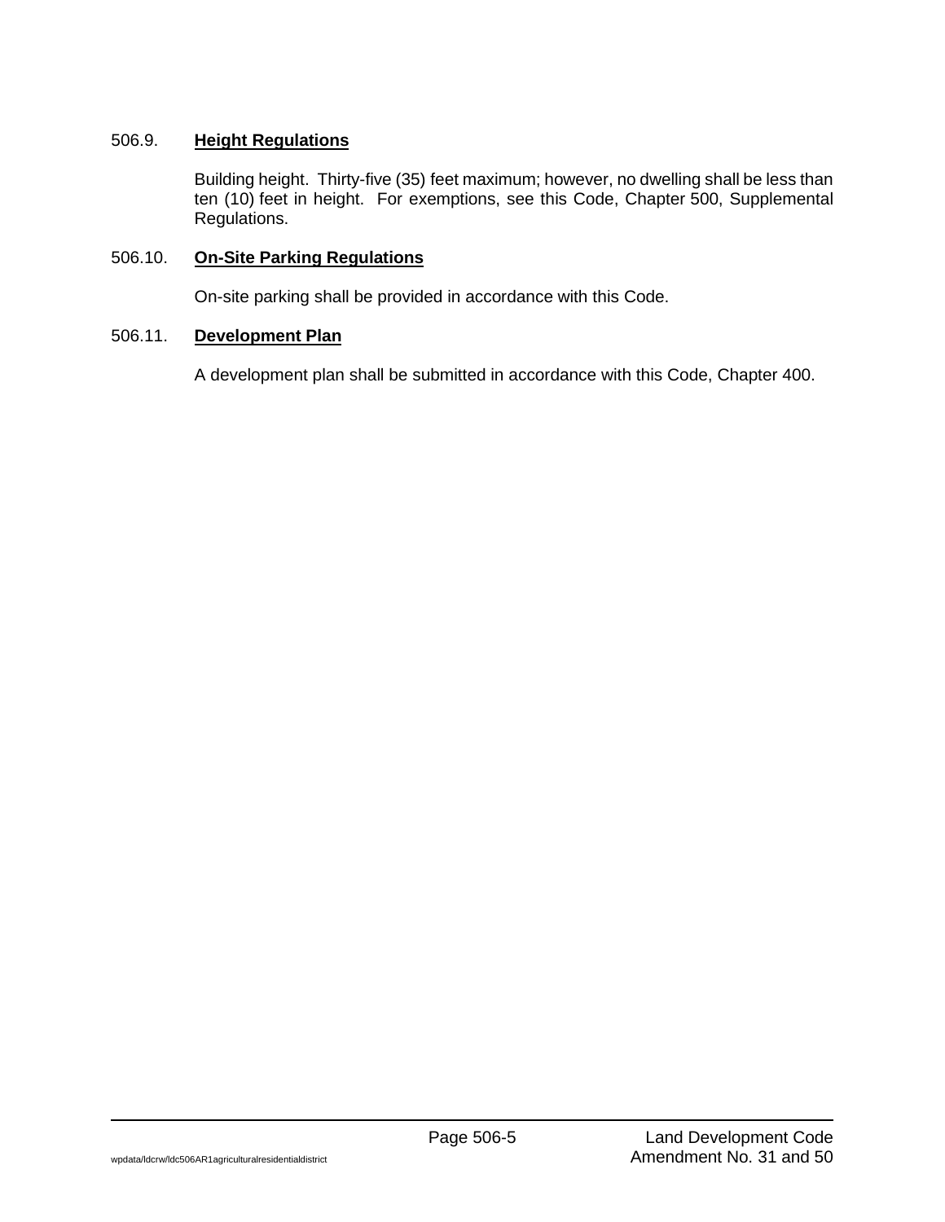## 506.9. **Height Regulations**

Building height. Thirty-five (35) feet maximum; however, no dwelling shall be less than ten (10) feet in height. For exemptions, see this Code, Chapter 500, Supplemental Regulations.

## 506.10. **On-Site Parking Regulations**

On-site parking shall be provided in accordance with this Code.

## 506.11. **Development Plan**

A development plan shall be submitted in accordance with this Code, Chapter 400.